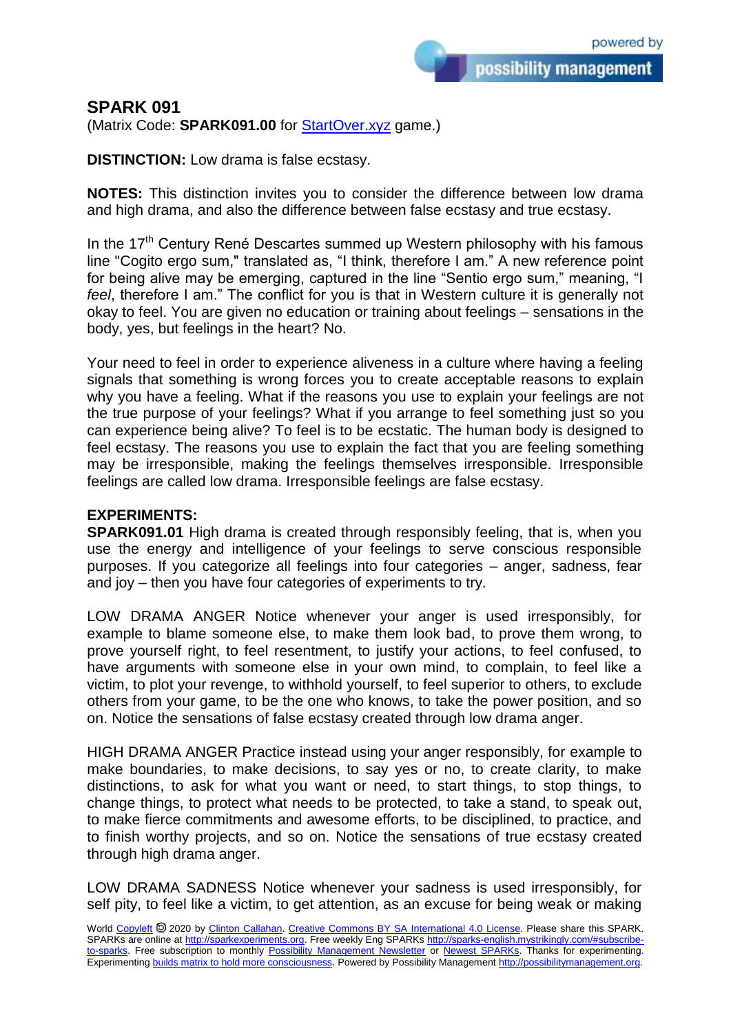## SPARK 091

(Matrix Code: **SPARK091.00** for [StartOver.xyz](StartOver.xyz) game.)

**DISTINCTION:** Low drama is false ecstasy.

**NOTES:** This distinction invites you to consider the difference between low drama and high drama, and also the difference between false ecstasy and true ecstasy.

In the 17th Century René Descartes summed up Western philosophy with his famous line "Cogito ergo sum," translated as, "I think, therefore I am." A new reference point for being alive may be emerging, captured in the line "Sentio ergo sum," meaning, "I *feel*, therefore I am." The conflict for you is that in Western culture it is generally not okay to feel. You are given no education or training about feelings – sensations in the body, yes, but feelings in the heart? No.

Your need to feel in order to experience aliveness in a culture where having a feeling signals that something is wrong forces you to create acceptable reasons to explain why you have a feeling. What if the reasons you use to explain your feelings are not the true purpose of your feelings? What if you arrange to feel something just so you can experience being alive? To feel is to be ecstatic. The human body is designed to feel ecstasy. The reasons you use to explain the fact that you are feeling something may be irresponsible, making the feelings themselves irresponsible. Irresponsible feelings are called low drama. Irresponsible feelings are false ecstasy.

**EXPERIMENTS:**

**SPARK091.01** High drama is created through responsibly feeling, that is, when you use the energy and intelligence of your feelings to serve conscious responsible purposes. If you categorize all feelings into four categories – anger, sadness, fear and joy – then you have four categories of experiments to try.

LOW DRAMA ANGER Notice whenever your anger is used irresponsibly, for example to blame someone else, to make them look bad, to prove them wrong, to prove yourself right, to feel resentment, to justify your actions, to feel confused, to have arguments with someone else in your own mind, to complain, to feel like a victim, to plot your revenge, to withhold yourself, to feel superior to others, to exclude others from your game, to be the one who knows, to take the power position, and so on. Notice the sensations of false ecstasy created through low drama anger.

HIGH DRAMA ANGER Practice instead using your anger responsibly, for example to make boundaries, to make decisions, to say yes or no, to create clarity, to make distinctions, to ask for what you want or need, to start things, to stop things, to change things, to protect what needs to be protected, to take a stand, to speak out, to make fierce commitments and awesome efforts, to be disciplined, to practice, and to finish worthy projects, and so on. Notice the sensations of true ecstasy created through high drama anger.

LOW DRAMA SADNESS Notice whenever your sadness is used irresponsibly, for self pity, to feel like a victim, to get attention, as an excuse for being weak or making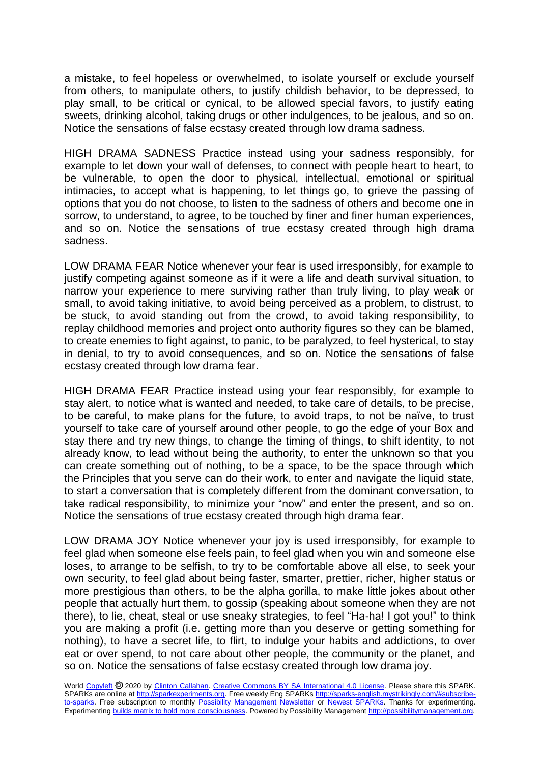a mistake, to feel hopeless or overwhelmed, to isolate yourself or exclude yourself from others, to manipulate others, to justify childish behavior, to be depressed, to play small, to be critical or cynical, to be allowed special favors, to justify eating sweets, drinking alcohol, taking drugs or other indulgences, to be jealous, and so on. Notice the sensations of false ecstasy created through low drama sadness.

HIGH DRAMA SADNESS Practice instead using your sadness responsibly, for example to let down your wall of defenses, to connect with people heart to heart, to be vulnerable, to open the door to physical, intellectual, emotional or spiritual intimacies, to accept what is happening, to let things go, to grieve the passing of options that you do not choose, to listen to the sadness of others and become one in sorrow, to understand, to agree, to be touched by finer and finer human experiences, and so on. Notice the sensations of true ecstasy created through high drama sadness.

LOW DRAMA FEAR Notice whenever your fear is used irresponsibly, for example to justify competing against someone as if it were a life and death survival situation, to narrow your experience to mere surviving rather than truly living, to play weak or small, to avoid taking initiative, to avoid being perceived as a problem, to distrust, to be stuck, to avoid standing out from the crowd, to avoid taking responsibility, to replay childhood memories and project onto authority figures so they can be blamed, to create enemies to fight against, to panic, to be paralyzed, to feel hysterical, to stay in denial, to try to avoid consequences, and so on. Notice the sensations of false ecstasy created through low drama fear.

HIGH DRAMA FEAR Practice instead using your fear responsibly, for example to stay alert, to notice what is wanted and needed, to take care of details, to be precise, to be careful, to make plans for the future, to avoid traps, to not be naïve, to trust yourself to take care of yourself around other people, to go the edge of your Box and stay there and try new things, to change the timing of things, to shift identity, to not already know, to lead without being the authority, to enter the unknown so that you can create something out of nothing, to be a space, to be the space through which the Principles that you serve can do their work, to enter and navigate the liquid state, to start a conversation that is completely different from the dominant conversation, to take radical responsibility, to minimize your "now" and enter the present, and so on. Notice the sensations of true ecstasy created through high drama fear.

LOW DRAMA JOY Notice whenever your joy is used irresponsibly, for example to feel glad when someone else feels pain, to feel glad when you win and someone else loses, to arrange to be selfish, to try to be comfortable above all else, to seek your own security, to feel glad about being faster, smarter, prettier, richer, higher status or more prestigious than others, to be the alpha gorilla, to make little jokes about other people that actually hurt them, to gossip (speaking about someone when they are not there), to lie, cheat, steal or use sneaky strategies, to feel "Ha-ha! I got you!" to think you are making a profit (i.e. getting more than you deserve or getting something for nothing), to have a secret life, to flirt, to indulge your habits and addictions, to over eat or over spend, to not care about other people, the community or the planet, and so on. Notice the sensations of false ecstasy created through low drama joy.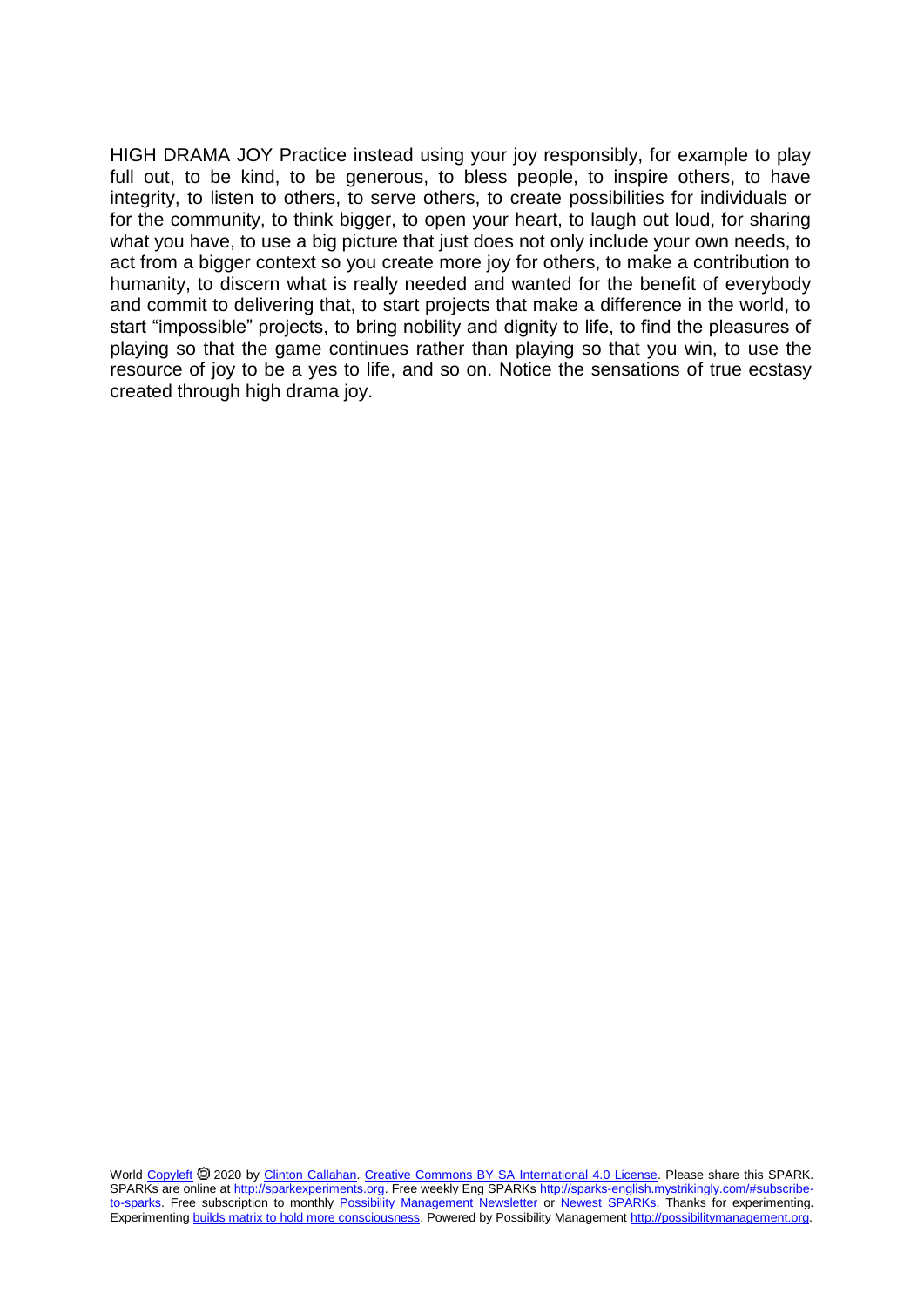HIGH DRAMA JOY Practice instead using your joy responsibly, for example to play full out, to be kind, to be generous, to bless people, to inspire others, to have integrity, to listen to others, to serve others, to create possibilities for individuals or for the community, to think bigger, to open your heart, to laugh out loud, for sharing what you have, to use a big picture that just does not only include your own needs, to act from a bigger context so you create more joy for others, to make a contribution to humanity, to discern what is really needed and wanted for the benefit of everybody and commit to delivering that, to start projects that make a difference in the world, to start "impossible" projects, to bring nobility and dignity to life, to find the pleasures of playing so that the game continues rather than playing so that you win, to use the resource of joy to be a yes to life, and so on. Notice the sensations of true ecstasy created through high drama joy.

World Copyleft 🄯 2020 by Clinton Callahan. Creative Commons BY SA International 4.0 License. Please share this SPARK. SPARKs are online at http://sparkexperiments.org. Free weekly Eng SPARKs http://sparks-english.mystrikingly.com/#subscribe-to-sparks. Free subscription to monthly Possibility Management Newsletter or Newest SPARKs. Thanks for experimenting. Experimenting builds matrix to hold more consciousness. Powered by Possibility Management http://possibilitymanagement.org.